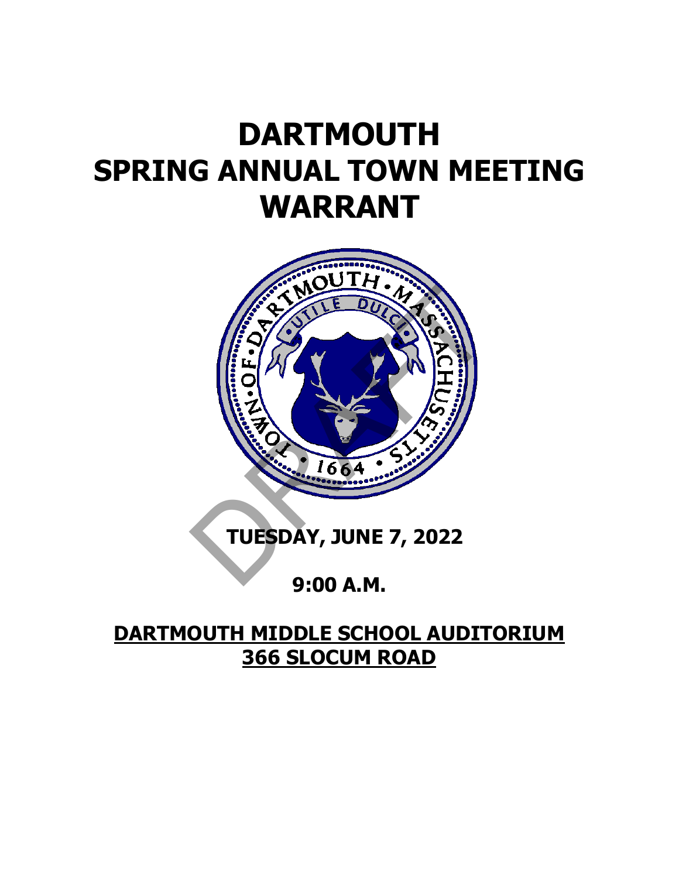# DARTMOUTH SPRING ANNUAL TOWN MEETING WARRANT

## TUESDAY, JUNE 7, 2022

## 9:00 A.M.

## DARTMOUTH MIDDLE SCHOOL AUDITORIUM 366 SLOCUM ROAD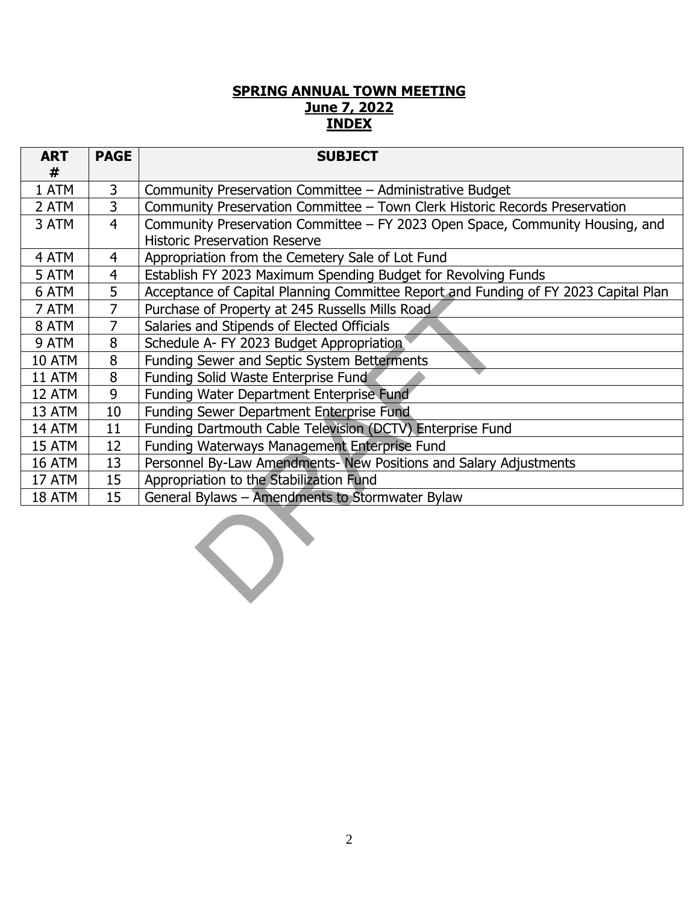**SPRING ANNUAL TOWN MEETING**
**June 7, 2022**
**INDEX**

| ART # | PAGE | SUBJECT |
|---|---|---|
| 1 ATM | 3 | Community Preservation Committee – Administrative Budget |
| 2 ATM | 3 | Community Preservation Committee – Town Clerk Historic Records Preservation |
| 3 ATM | 4 | Community Preservation Committee – FY 2023 Open Space, Community Housing, and Historic Preservation Reserve |
| 4 ATM | 4 | Appropriation from the Cemetery Sale of Lot Fund |
| 5 ATM | 4 | Establish FY 2023 Maximum Spending Budget for Revolving Funds |
| 6 ATM | 5 | Acceptance of Capital Planning Committee Report and Funding of FY 2023 Capital Plan |
| 7 ATM | 7 | Purchase of Property at 245 Russells Mills Road |
| 8 ATM | 7 | Salaries and Stipends of Elected Officials |
| 9 ATM | 8 | Schedule A- FY 2023 Budget Appropriation |
| 10 ATM | 8 | Funding Sewer and Septic System Betterments |
| 11 ATM | 8 | Funding Solid Waste Enterprise Fund |
| 12 ATM | 9 | Funding Water Department Enterprise Fund |
| 13 ATM | 10 | Funding Sewer Department Enterprise Fund |
| 14 ATM | 11 | Funding Dartmouth Cable Television (DCTV) Enterprise Fund |
| 15 ATM | 12 | Funding Waterways Management Enterprise Fund |
| 16 ATM | 13 | Personnel By-Law Amendments- New Positions and Salary Adjustments |
| 17 ATM | 15 | Appropriation to the Stabilization Fund |
| 18 ATM | 15 | General Bylaws – Amendments to Stormwater Bylaw |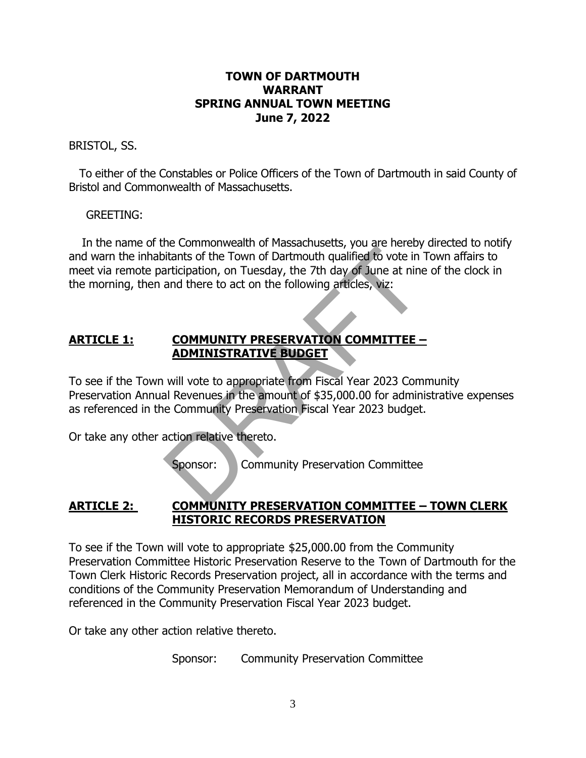# TOWN OF DARTMOUTH
# WARRANT
# SPRING ANNUAL TOWN MEETING
# June 7, 2022

BRISTOL, SS.

To either of the Constables or Police Officers of the Town of Dartmouth in said County of Bristol and Commonwealth of Massachusetts.

GREETING:

In the name of the Commonwealth of Massachusetts, you are hereby directed to notify and warn the inhabitants of the Town of Dartmouth qualified to vote in Town affairs to meet via remote participation, on Tuesday, the 7th day of June at nine of the clock in the morning, then and there to act on the following articles, viz:

## ARTICLE 1: COMMUNITY PRESERVATION COMMITTEE – ADMINISTRATIVE BUDGET

To see if the Town will vote to appropriate from Fiscal Year 2023 Community Preservation Annual Revenues in the amount of $35,000.00 for administrative expenses as referenced in the Community Preservation Fiscal Year 2023 budget.

Or take any other action relative thereto.

Sponsor: Community Preservation Committee

## ARTICLE 2: COMMUNITY PRESERVATION COMMITTEE – TOWN CLERK HISTORIC RECORDS PRESERVATION

To see if the Town will vote to appropriate $25,000.00 from the Community Preservation Committee Historic Preservation Reserve to the Town of Dartmouth for the Town Clerk Historic Records Preservation project, all in accordance with the terms and conditions of the Community Preservation Memorandum of Understanding and referenced in the Community Preservation Fiscal Year 2023 budget.

Or take any other action relative thereto.

Sponsor: Community Preservation Committee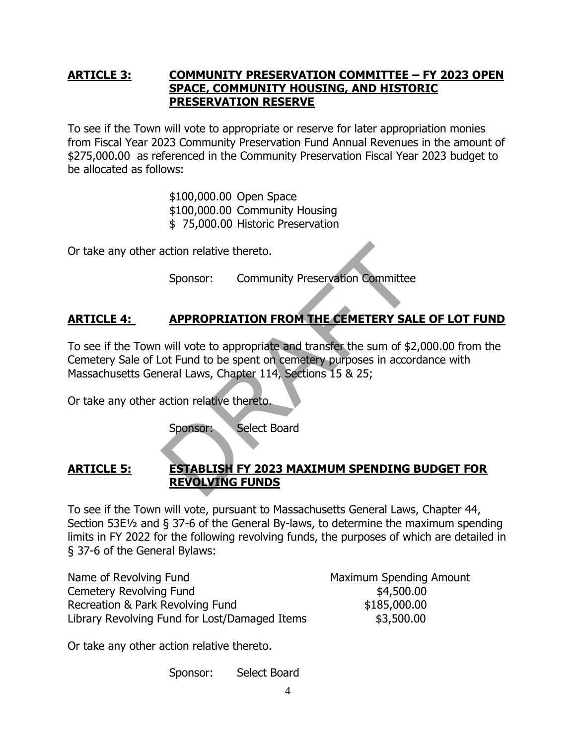## **ARTICLE 3: COMMUNITY PRESERVATION COMMITTEE – FY 2023 OPEN SPACE, COMMUNITY HOUSING, AND HISTORIC PRESERVATION RESERVE**

To see if the Town will vote to appropriate or reserve for later appropriation monies from Fiscal Year 2023 Community Preservation Fund Annual Revenues in the amount of $275,000.00 as referenced in the Community Preservation Fiscal Year 2023 budget to be allocated as follows:

$100,000.00 Open Space
$100,000.00 Community Housing
$ 75,000.00 Historic Preservation

Or take any other action relative thereto.

Sponsor: Community Preservation Committee

## **ARTICLE 4: APPROPRIATION FROM THE CEMETERY SALE OF LOT FUND**

To see if the Town will vote to appropriate and transfer the sum of $2,000.00 from the Cemetery Sale of Lot Fund to be spent on cemetery purposes in accordance with Massachusetts General Laws, Chapter 114, Sections 15 & 25;

Or take any other action relative thereto.

Sponsor: Select Board

## **ARTICLE 5: ESTABLISH FY 2023 MAXIMUM SPENDING BUDGET FOR REVOLVING FUNDS**

To see if the Town will vote, pursuant to Massachusetts General Laws, Chapter 44, Section 53E½ and § 37-6 of the General By-laws, to determine the maximum spending limits in FY 2022 for the following revolving funds, the purposes of which are detailed in § 37-6 of the General Bylaws:

| Name of Revolving Fund | Maximum Spending Amount |
|---|---|
| Cemetery Revolving Fund | $4,500.00 |
| Recreation & Park Revolving Fund | $185,000.00 |
| Library Revolving Fund for Lost/Damaged Items | $3,500.00 |

Or take any other action relative thereto.

Sponsor: Select Board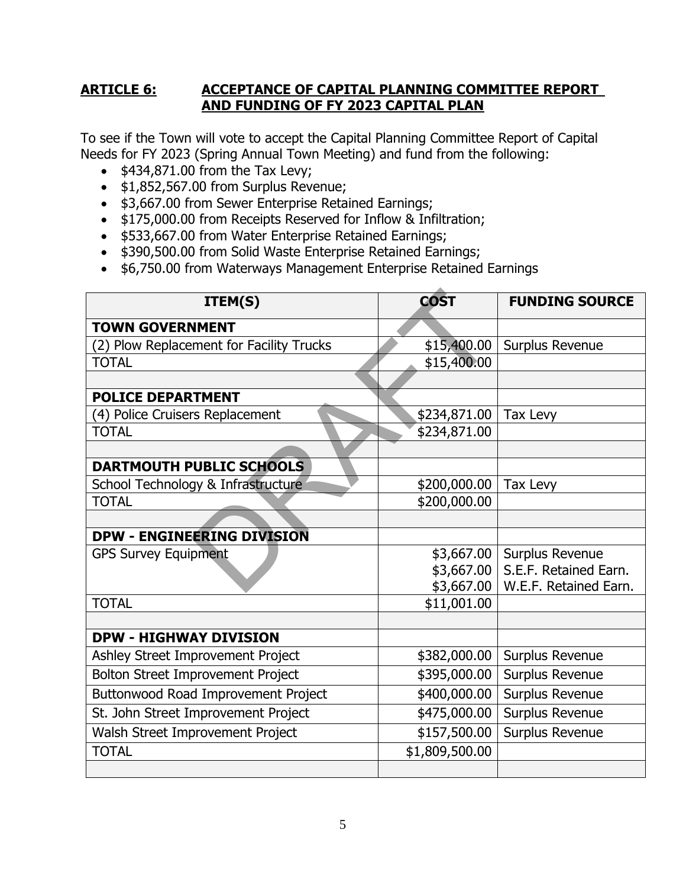**ARTICLE 6: ACCEPTANCE OF CAPITAL PLANNING COMMITTEE REPORT AND FUNDING OF FY 2023 CAPITAL PLAN**

To see if the Town will vote to accept the Capital Planning Committee Report of Capital Needs for FY 2023 (Spring Annual Town Meeting) and fund from the following:

- $434,871.00 from the Tax Levy;
- $1,852,567.00 from Surplus Revenue;
- $3,667.00 from Sewer Enterprise Retained Earnings;
- $175,000.00 from Receipts Reserved for Inflow & Infiltration;
- $533,667.00 from Water Enterprise Retained Earnings;
- $390,500.00 from Solid Waste Enterprise Retained Earnings;
- $6,750.00 from Waterways Management Enterprise Retained Earnings

| ITEM(S) | COST | FUNDING SOURCE |
|---|---|---|
| **TOWN GOVERNMENT** | | |
| (2) Plow Replacement for Facility Trucks | $15,400.00 | Surplus Revenue |
| TOTAL | $15,400.00 | |
| | | |
| **POLICE DEPARTMENT** | | |
| (4) Police Cruisers Replacement | $234,871.00 | Tax Levy |
| TOTAL | $234,871.00 | |
| | | |
| **DARTMOUTH PUBLIC SCHOOLS** | | |
| School Technology & Infrastructure | $200,000.00 | Tax Levy |
| TOTAL | $200,000.00 | |
| | | |
| **DPW - ENGINEERING DIVISION** | | |
| GPS Survey Equipment | $3,667.00 | Surplus Revenue |
| | $3,667.00 | S.E.F. Retained Earn. |
| | $3,667.00 | W.E.F. Retained Earn. |
| TOTAL | $11,001.00 | |
| | | |
| **DPW - HIGHWAY DIVISION** | | |
| Ashley Street Improvement Project | $382,000.00 | Surplus Revenue |
| Bolton Street Improvement Project | $395,000.00 | Surplus Revenue |
| Buttonwood Road Improvement Project | $400,000.00 | Surplus Revenue |
| St. John Street Improvement Project | $475,000.00 | Surplus Revenue |
| Walsh Street Improvement Project | $157,500.00 | Surplus Revenue |
| TOTAL | $1,809,500.00 | |
| | | |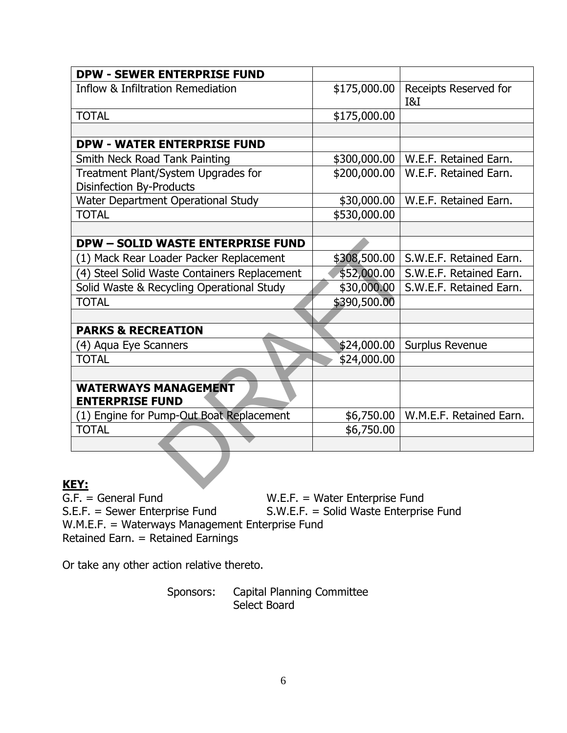| DPW - SEWER ENTERPRISE FUND | | |
|---|---|---|
| Inflow & Infiltration Remediation | $175,000.00 | Receipts Reserved for I&I |
| TOTAL | $175,000.00 | |
| | | |
| **DPW - WATER ENTERPRISE FUND** | | |
| Smith Neck Road Tank Painting | $300,000.00 | W.E.F. Retained Earn. |
| Treatment Plant/System Upgrades for Disinfection By-Products | $200,000.00 | W.E.F. Retained Earn. |
| Water Department Operational Study | $30,000.00 | W.E.F. Retained Earn. |
| TOTAL | $530,000.00 | |
| | | |
| **DPW – SOLID WASTE ENTERPRISE FUND** | | |
| (1) Mack Rear Loader Packer Replacement | $308,500.00 | S.W.E.F. Retained Earn. |
| (4) Steel Solid Waste Containers Replacement | $52,000.00 | S.W.E.F. Retained Earn. |
| Solid Waste & Recycling Operational Study | $30,000.00 | S.W.E.F. Retained Earn. |
| TOTAL | $390,500.00 | |
| | | |
| **PARKS & RECREATION** | | |
| (4) Aqua Eye Scanners | $24,000.00 | Surplus Revenue |
| TOTAL | $24,000.00 | |
| | | |
| **WATERWAYS MANAGEMENT ENTERPRISE FUND** | | |
| (1) Engine for Pump-Out Boat Replacement | $6,750.00 | W.M.E.F. Retained Earn. |
| TOTAL | $6,750.00 | |
| | | |

**KEY:**

G.F. = General Fund W.E.F. = Water Enterprise Fund
S.E.F. = Sewer Enterprise Fund S.W.E.F. = Solid Waste Enterprise Fund
W.M.E.F. = Waterways Management Enterprise Fund
Retained Earn. = Retained Earnings

Or take any other action relative thereto.

Sponsors: Capital Planning Committee
Select Board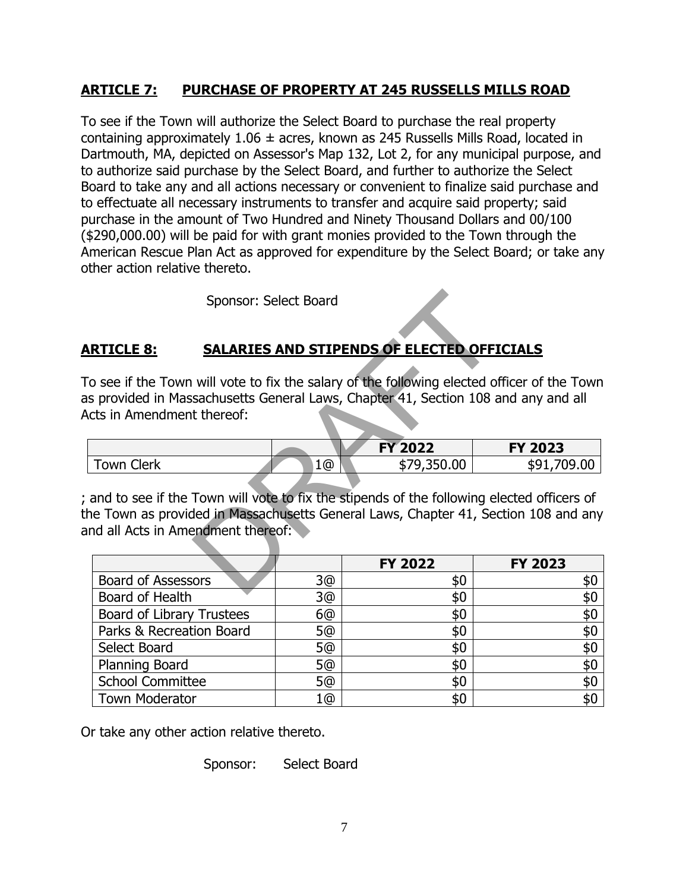## ARTICLE 7: PURCHASE OF PROPERTY AT 245 RUSSELLS MILLS ROAD

To see if the Town will authorize the Select Board to purchase the real property containing approximately 1.06 ± acres, known as 245 Russells Mills Road, located in Dartmouth, MA, depicted on Assessor's Map 132, Lot 2, for any municipal purpose, and to authorize said purchase by the Select Board, and further to authorize the Select Board to take any and all actions necessary or convenient to finalize said purchase and to effectuate all necessary instruments to transfer and acquire said property; said purchase in the amount of Two Hundred and Ninety Thousand Dollars and 00/100 ($290,000.00) will be paid for with grant monies provided to the Town through the American Rescue Plan Act as approved for expenditure by the Select Board; or take any other action relative thereto.

Sponsor: Select Board

## ARTICLE 8: SALARIES AND STIPENDS OF ELECTED OFFICIALS

To see if the Town will vote to fix the salary of the following elected officer of the Town as provided in Massachusetts General Laws, Chapter 41, Section 108 and any and all Acts in Amendment thereof:

| | | FY 2022 | FY 2023 |
|---|---|---|---|
| Town Clerk | 1@ | $79,350.00 | $91,709.00 |

; and to see if the Town will vote to fix the stipends of the following elected officers of the Town as provided in Massachusetts General Laws, Chapter 41, Section 108 and any and all Acts in Amendment thereof:

| | | FY 2022 | FY 2023 |
|---|---|---|---|
| Board of Assessors | 3@ | $0 | $0 |
| Board of Health | 3@ | $0 | $0 |
| Board of Library Trustees | 6@ | $0 | $0 |
| Parks & Recreation Board | 5@ | $0 | $0 |
| Select Board | 5@ | $0 | $0 |
| Planning Board | 5@ | $0 | $0 |
| School Committee | 5@ | $0 | $0 |
| Town Moderator | 1@ | $0 | $0 |

Or take any other action relative thereto.

Sponsor: Select Board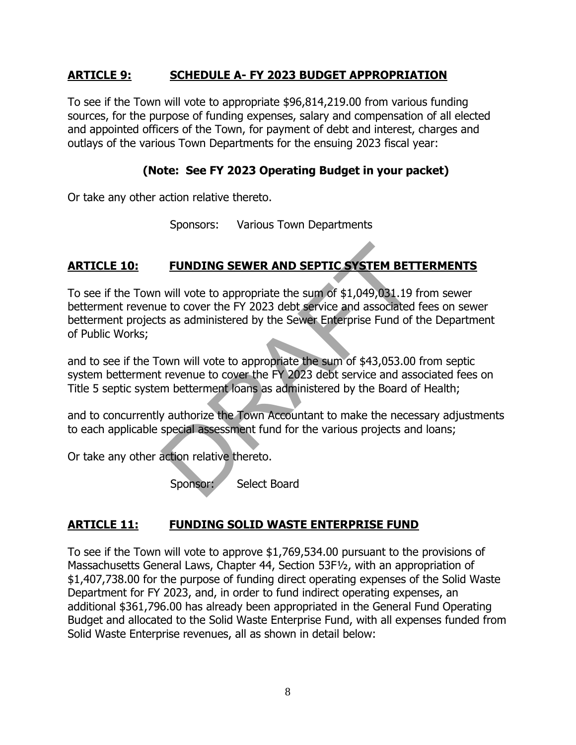## ARTICLE 9: SCHEDULE A- FY 2023 BUDGET APPROPRIATION

To see if the Town will vote to appropriate $96,814,219.00 from various funding sources, for the purpose of funding expenses, salary and compensation of all elected and appointed officers of the Town, for payment of debt and interest, charges and outlays of the various Town Departments for the ensuing 2023 fiscal year:

**(Note: See FY 2023 Operating Budget in your packet)**

Or take any other action relative thereto.

Sponsors: Various Town Departments

## ARTICLE 10: FUNDING SEWER AND SEPTIC SYSTEM BETTERMENTS

To see if the Town will vote to appropriate the sum of $1,049,031.19 from sewer betterment revenue to cover the FY 2023 debt service and associated fees on sewer betterment projects as administered by the Sewer Enterprise Fund of the Department of Public Works;

and to see if the Town will vote to appropriate the sum of $43,053.00 from septic system betterment revenue to cover the FY 2023 debt service and associated fees on Title 5 septic system betterment loans as administered by the Board of Health;

and to concurrently authorize the Town Accountant to make the necessary adjustments to each applicable special assessment fund for the various projects and loans;

Or take any other action relative thereto.

Sponsor: Select Board

## ARTICLE 11: FUNDING SOLID WASTE ENTERPRISE FUND

To see if the Town will vote to approve $1,769,534.00 pursuant to the provisions of Massachusetts General Laws, Chapter 44, Section 53F½, with an appropriation of $1,407,738.00 for the purpose of funding direct operating expenses of the Solid Waste Department for FY 2023, and, in order to fund indirect operating expenses, an additional $361,796.00 has already been appropriated in the General Fund Operating Budget and allocated to the Solid Waste Enterprise Fund, with all expenses funded from Solid Waste Enterprise revenues, all as shown in detail below: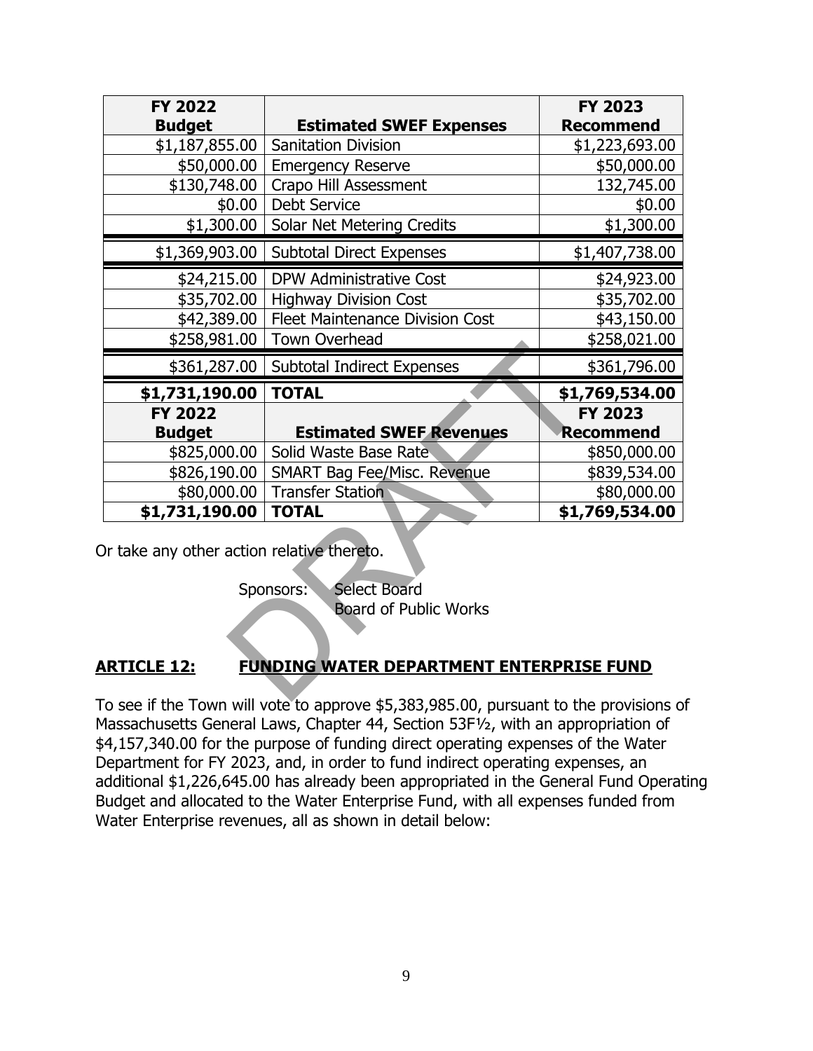| FY 2022 Budget | Estimated SWEF Expenses | FY 2023 Recommend |
|---|---|---|
| \$1,187,855.00 | Sanitation Division | \$1,223,693.00 |
| \$50,000.00 | Emergency Reserve | \$50,000.00 |
| \$130,748.00 | Crapo Hill Assessment | 132,745.00 |
| \$0.00 | Debt Service | \$0.00 |
| \$1,300.00 | Solar Net Metering Credits | \$1,300.00 |
| \$1,369,903.00 | Subtotal Direct Expenses | \$1,407,738.00 |
| \$24,215.00 | DPW Administrative Cost | \$24,923.00 |
| \$35,702.00 | Highway Division Cost | \$35,702.00 |
| \$42,389.00 | Fleet Maintenance Division Cost | \$43,150.00 |
| \$258,981.00 | Town Overhead | \$258,021.00 |
| \$361,287.00 | Subtotal Indirect Expenses | \$361,796.00 |
| **\$1,731,190.00** | **TOTAL** | **\$1,769,534.00** |
| **FY 2022 Budget** | **Estimated SWEF Revenues** | **FY 2023 Recommend** |
| \$825,000.00 | Solid Waste Base Rate | \$850,000.00 |
| \$826,190.00 | SMART Bag Fee/Misc. Revenue | \$839,534.00 |
| \$80,000.00 | Transfer Station | \$80,000.00 |
| **\$1,731,190.00** | **TOTAL** | **\$1,769,534.00** |

Or take any other action relative thereto.

Sponsors: Select Board
Board of Public Works

## ARTICLE 12: FUNDING WATER DEPARTMENT ENTERPRISE FUND

To see if the Town will vote to approve \$5,383,985.00, pursuant to the provisions of Massachusetts General Laws, Chapter 44, Section 53F½, with an appropriation of \$4,157,340.00 for the purpose of funding direct operating expenses of the Water Department for FY 2023, and, in order to fund indirect operating expenses, an additional \$1,226,645.00 has already been appropriated in the General Fund Operating Budget and allocated to the Water Enterprise Fund, with all expenses funded from Water Enterprise revenues, all as shown in detail below: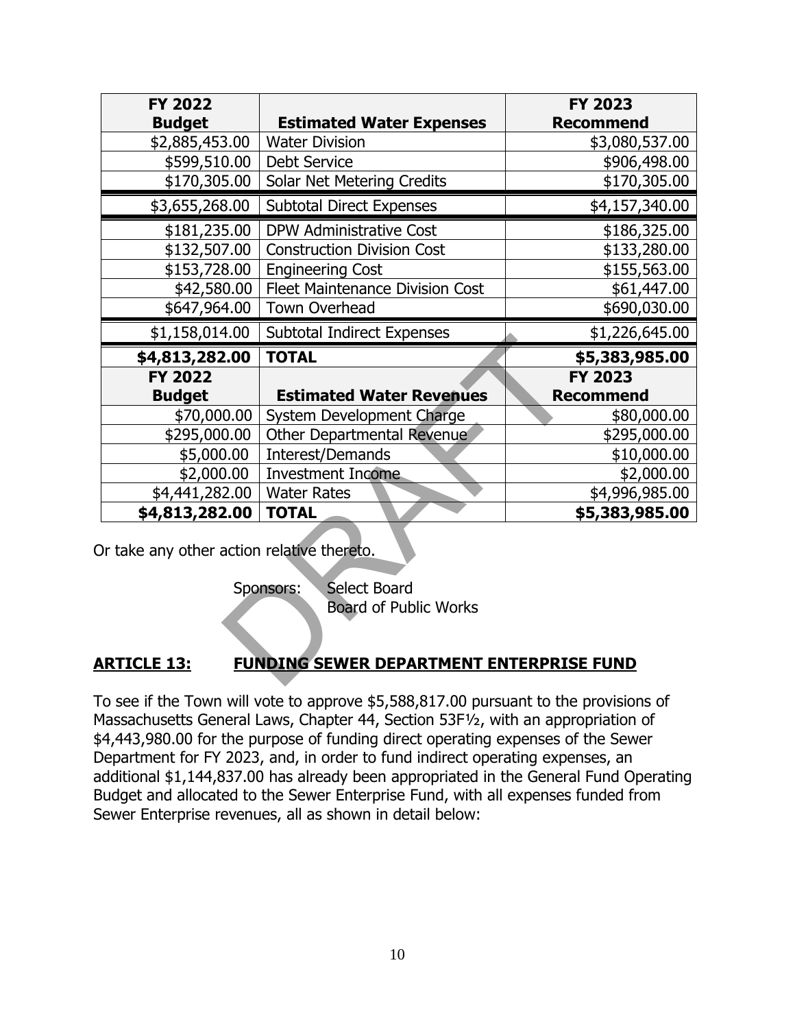| FY 2022 Budget | Estimated Water Expenses | FY 2023 Recommend |
|---|---|---|
| $2,885,453.00 | Water Division | $3,080,537.00 |
| $599,510.00 | Debt Service | $906,498.00 |
| $170,305.00 | Solar Net Metering Credits | $170,305.00 |
| $3,655,268.00 | Subtotal Direct Expenses | $4,157,340.00 |
| $181,235.00 | DPW Administrative Cost | $186,325.00 |
| $132,507.00 | Construction Division Cost | $133,280.00 |
| $153,728.00 | Engineering Cost | $155,563.00 |
| $42,580.00 | Fleet Maintenance Division Cost | $61,447.00 |
| $647,964.00 | Town Overhead | $690,030.00 |
| $1,158,014.00 | Subtotal Indirect Expenses | $1,226,645.00 |
| **$4,813,282.00** | **TOTAL** | **$5,383,985.00** |
| **FY 2022 Budget** | **Estimated Water Revenues** | **FY 2023 Recommend** |
| $70,000.00 | System Development Charge | $80,000.00 |
| $295,000.00 | Other Departmental Revenue | $295,000.00 |
| $5,000.00 | Interest/Demands | $10,000.00 |
| $2,000.00 | Investment Income | $2,000.00 |
| $4,441,282.00 | Water Rates | $4,996,985.00 |
| **$4,813,282.00** | **TOTAL** | **$5,383,985.00** |

Or take any other action relative thereto.

Sponsors: Select Board
Board of Public Works

## ARTICLE 13: FUNDING SEWER DEPARTMENT ENTERPRISE FUND

To see if the Town will vote to approve $5,588,817.00 pursuant to the provisions of Massachusetts General Laws, Chapter 44, Section 53F½, with an appropriation of $4,443,980.00 for the purpose of funding direct operating expenses of the Sewer Department for FY 2023, and, in order to fund indirect operating expenses, an additional $1,144,837.00 has already been appropriated in the General Fund Operating Budget and allocated to the Sewer Enterprise Fund, with all expenses funded from Sewer Enterprise revenues, all as shown in detail below: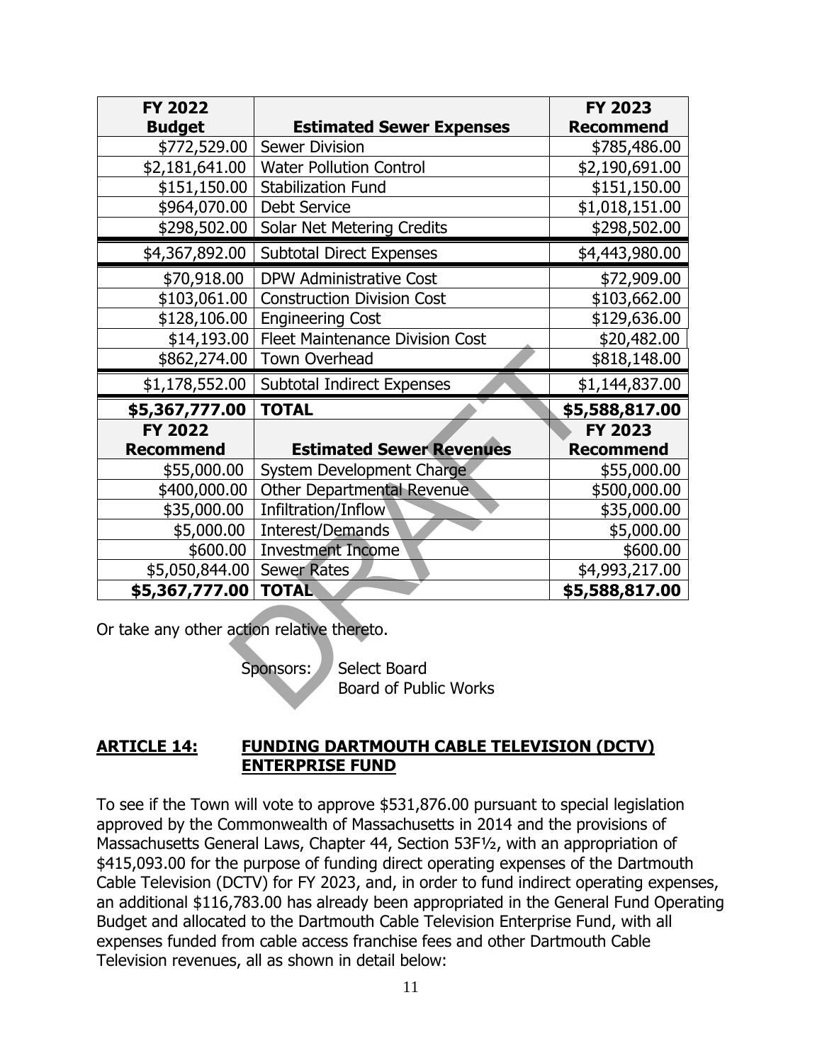| FY 2022 Budget | Estimated Sewer Expenses | FY 2023 Recommend |
|---|---|---|
| $772,529.00 | Sewer Division | $785,486.00 |
| $2,181,641.00 | Water Pollution Control | $2,190,691.00 |
| $151,150.00 | Stabilization Fund | $151,150.00 |
| $964,070.00 | Debt Service | $1,018,151.00 |
| $298,502.00 | Solar Net Metering Credits | $298,502.00 |
| $4,367,892.00 | Subtotal Direct Expenses | $4,443,980.00 |
| $70,918.00 | DPW Administrative Cost | $72,909.00 |
| $103,061.00 | Construction Division Cost | $103,662.00 |
| $128,106.00 | Engineering Cost | $129,636.00 |
| $14,193.00 | Fleet Maintenance Division Cost | $20,482.00 |
| $862,274.00 | Town Overhead | $818,148.00 |
| $1,178,552.00 | Subtotal Indirect Expenses | $1,144,837.00 |
| **$5,367,777.00** | **TOTAL** | **$5,588,817.00** |
| **FY 2022 Recommend** | **Estimated Sewer Revenues** | **FY 2023 Recommend** |
| $55,000.00 | System Development Charge | $55,000.00 |
| $400,000.00 | Other Departmental Revenue | $500,000.00 |
| $35,000.00 | Infiltration/Inflow | $35,000.00 |
| $5,000.00 | Interest/Demands | $5,000.00 |
| $600.00 | Investment Income | $600.00 |
| $5,050,844.00 | Sewer Rates | $4,993,217.00 |
| **$5,367,777.00** | **TOTAL** | **$5,588,817.00** |

Or take any other action relative thereto.

Sponsors: Select Board
Board of Public Works

**ARTICLE 14: FUNDING DARTMOUTH CABLE TELEVISION (DCTV) ENTERPRISE FUND**

To see if the Town will vote to approve $531,876.00 pursuant to special legislation approved by the Commonwealth of Massachusetts in 2014 and the provisions of Massachusetts General Laws, Chapter 44, Section 53F½, with an appropriation of $415,093.00 for the purpose of funding direct operating expenses of the Dartmouth Cable Television (DCTV) for FY 2023, and, in order to fund indirect operating expenses, an additional $116,783.00 has already been appropriated in the General Fund Operating Budget and allocated to the Dartmouth Cable Television Enterprise Fund, with all expenses funded from cable access franchise fees and other Dartmouth Cable Television revenues, all as shown in detail below: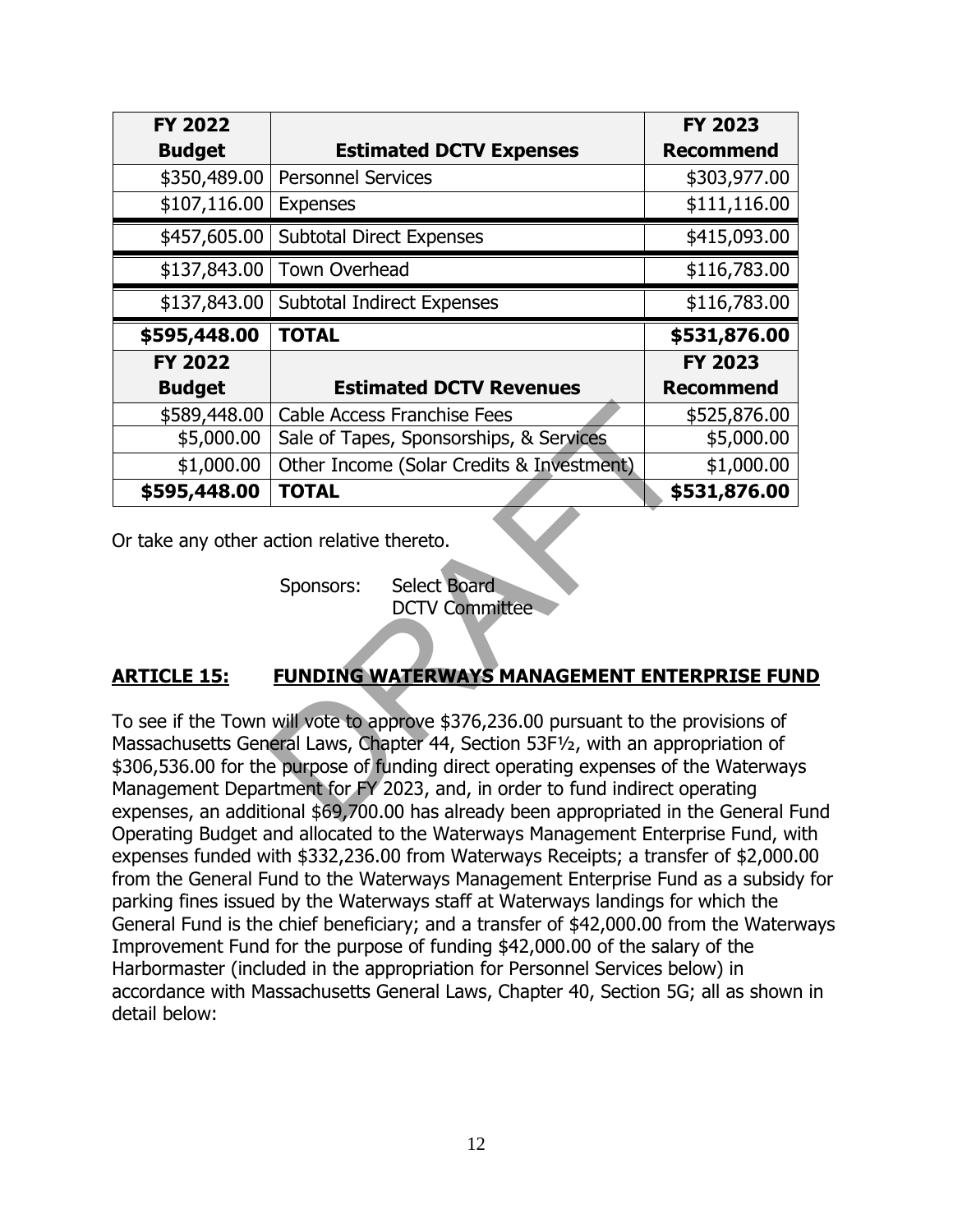| FY 2022 Budget | Estimated DCTV Expenses | FY 2023 Recommend |
|---|---|---|
| $350,489.00 | Personnel Services | $303,977.00 |
| $107,116.00 | Expenses | $111,116.00 |
| $457,605.00 | Subtotal Direct Expenses | $415,093.00 |
| $137,843.00 | Town Overhead | $116,783.00 |
| $137,843.00 | Subtotal Indirect Expenses | $116,783.00 |
| **$595,448.00** | **TOTAL** | **$531,876.00** |
| **FY 2022 Budget** | **Estimated DCTV Revenues** | **FY 2023 Recommend** |
| $589,448.00 | Cable Access Franchise Fees | $525,876.00 |
| $5,000.00 | Sale of Tapes, Sponsorships, & Services | $5,000.00 |
| $1,000.00 | Other Income (Solar Credits & Investment) | $1,000.00 |
| **$595,448.00** | **TOTAL** | **$531,876.00** |

Or take any other action relative thereto.

Sponsors: Select Board
DCTV Committee

## ARTICLE 15: FUNDING WATERWAYS MANAGEMENT ENTERPRISE FUND

To see if the Town will vote to approve $376,236.00 pursuant to the provisions of Massachusetts General Laws, Chapter 44, Section 53F½, with an appropriation of $306,536.00 for the purpose of funding direct operating expenses of the Waterways Management Department for FY 2023, and, in order to fund indirect operating expenses, an additional $69,700.00 has already been appropriated in the General Fund Operating Budget and allocated to the Waterways Management Enterprise Fund, with expenses funded with $332,236.00 from Waterways Receipts; a transfer of $2,000.00 from the General Fund to the Waterways Management Enterprise Fund as a subsidy for parking fines issued by the Waterways staff at Waterways landings for which the General Fund is the chief beneficiary; and a transfer of $42,000.00 from the Waterways Improvement Fund for the purpose of funding $42,000.00 of the salary of the Harbormaster (included in the appropriation for Personnel Services below) in accordance with Massachusetts General Laws, Chapter 40, Section 5G; all as shown in detail below: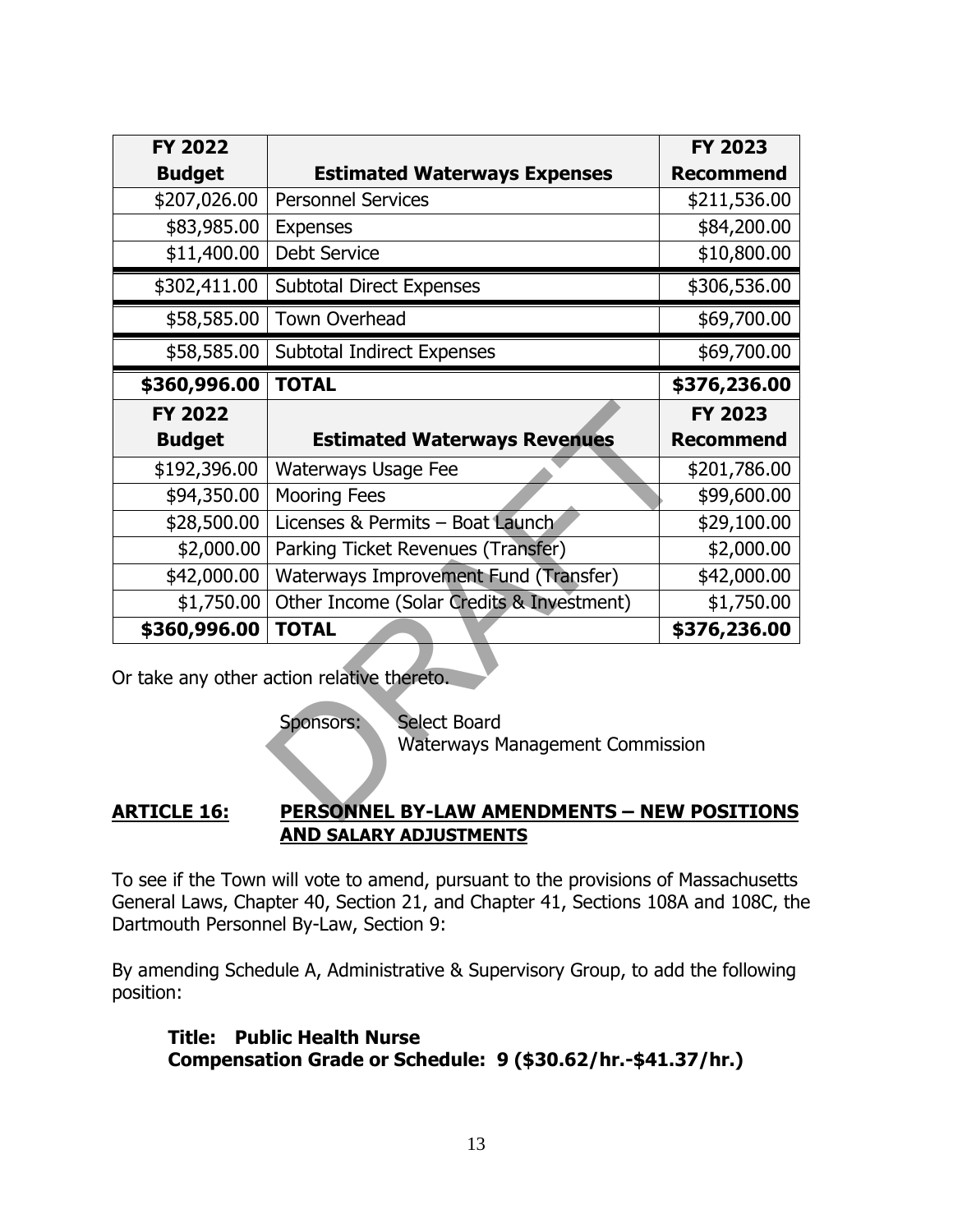| FY 2022 Budget | Estimated Waterways Expenses | FY 2023 Recommend |
|---|---|---|
| $207,026.00 | Personnel Services | $211,536.00 |
| $83,985.00 | Expenses | $84,200.00 |
| $11,400.00 | Debt Service | $10,800.00 |
| $302,411.00 | Subtotal Direct Expenses | $306,536.00 |
| $58,585.00 | Town Overhead | $69,700.00 |
| $58,585.00 | Subtotal Indirect Expenses | $69,700.00 |
| **$360,996.00** | **TOTAL** | **$376,236.00** |
| **FY 2022 Budget** | **Estimated Waterways Revenues** | **FY 2023 Recommend** |
| $192,396.00 | Waterways Usage Fee | $201,786.00 |
| $94,350.00 | Mooring Fees | $99,600.00 |
| $28,500.00 | Licenses & Permits – Boat Launch | $29,100.00 |
| $2,000.00 | Parking Ticket Revenues (Transfer) | $2,000.00 |
| $42,000.00 | Waterways Improvement Fund (Transfer) | $42,000.00 |
| $1,750.00 | Other Income (Solar Credits & Investment) | $1,750.00 |
| **$360,996.00** | **TOTAL** | **$376,236.00** |

Or take any other action relative thereto.

Sponsors: Select Board
Waterways Management Commission

## ARTICLE 16: PERSONNEL BY-LAW AMENDMENTS – NEW POSITIONS AND SALARY ADJUSTMENTS

To see if the Town will vote to amend, pursuant to the provisions of Massachusetts General Laws, Chapter 40, Section 21, and Chapter 41, Sections 108A and 108C, the Dartmouth Personnel By-Law, Section 9:

By amending Schedule A, Administrative & Supervisory Group, to add the following position:

**Title: Public Health Nurse**
**Compensation Grade or Schedule: 9 ($30.62/hr.-$41.37/hr.)**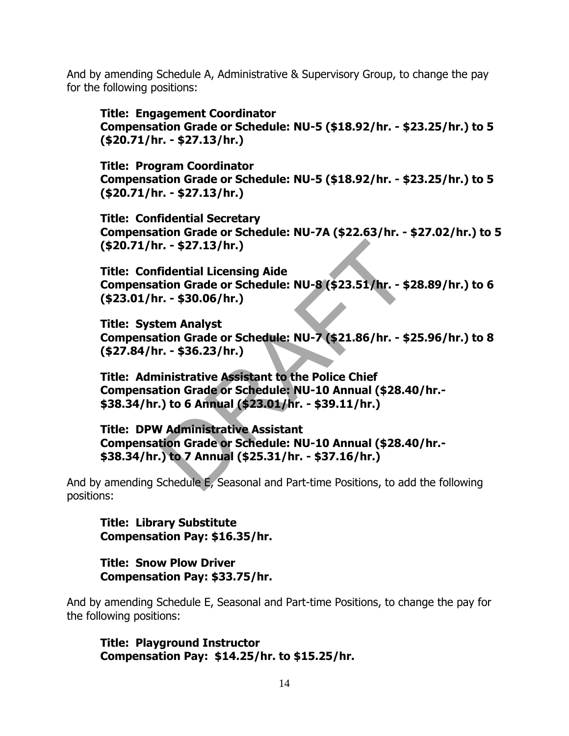And by amending Schedule A, Administrative & Supervisory Group, to change the pay for the following positions:

**Title: Engagement Coordinator**
**Compensation Grade or Schedule: NU-5 ($18.92/hr. - $23.25/hr.) to 5 ($20.71/hr. - $27.13/hr.)**

**Title: Program Coordinator**
**Compensation Grade or Schedule: NU-5 ($18.92/hr. - $23.25/hr.) to 5 ($20.71/hr. - $27.13/hr.)**

**Title: Confidential Secretary**
**Compensation Grade or Schedule: NU-7A ($22.63/hr. - $27.02/hr.) to 5 ($20.71/hr. - $27.13/hr.)**

**Title: Confidential Licensing Aide**
**Compensation Grade or Schedule: NU-8 ($23.51/hr. - $28.89/hr.) to 6 ($23.01/hr. - $30.06/hr.)**

**Title: System Analyst**
**Compensation Grade or Schedule: NU-7 ($21.86/hr. - $25.96/hr.) to 8 ($27.84/hr. - $36.23/hr.)**

**Title: Administrative Assistant to the Police Chief**
**Compensation Grade or Schedule: NU-10 Annual ($28.40/hr.- $38.34/hr.) to 6 Annual ($23.01/hr. - $39.11/hr.)**

**Title: DPW Administrative Assistant**
**Compensation Grade or Schedule: NU-10 Annual ($28.40/hr.- $38.34/hr.) to 7 Annual ($25.31/hr. - $37.16/hr.)**

And by amending Schedule E, Seasonal and Part-time Positions, to add the following positions:

**Title: Library Substitute**
**Compensation Pay: $16.35/hr.**

**Title: Snow Plow Driver**
**Compensation Pay: $33.75/hr.**

And by amending Schedule E, Seasonal and Part-time Positions, to change the pay for the following positions:

**Title: Playground Instructor**
**Compensation Pay: $14.25/hr. to $15.25/hr.**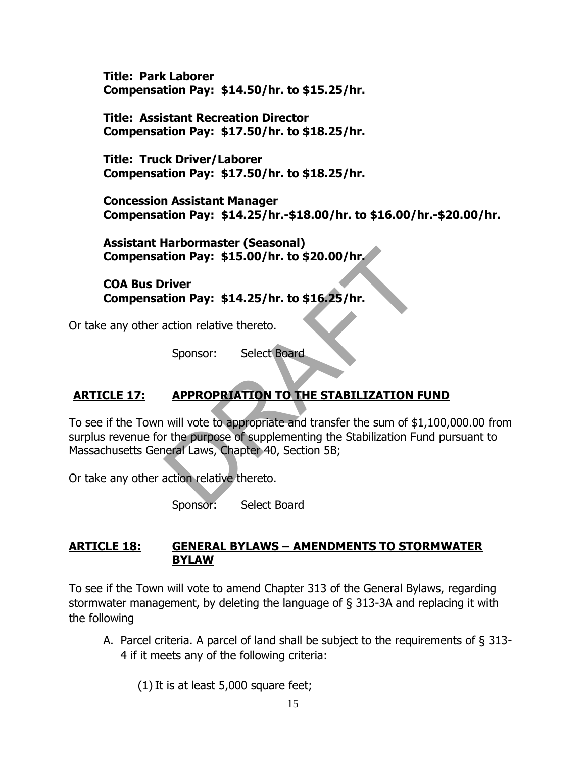**Title: Park Laborer**
**Compensation Pay: $14.50/hr. to $15.25/hr.**

**Title: Assistant Recreation Director**
**Compensation Pay: $17.50/hr. to $18.25/hr.**

**Title: Truck Driver/Laborer**
**Compensation Pay: $17.50/hr. to $18.25/hr.**

**Concession Assistant Manager**
**Compensation Pay: $14.25/hr.-$18.00/hr. to $16.00/hr.-$20.00/hr.**

**Assistant Harbormaster (Seasonal)**
**Compensation Pay: $15.00/hr. to $20.00/hr.**

**COA Bus Driver**
**Compensation Pay: $14.25/hr. to $16.25/hr.**

Or take any other action relative thereto.

Sponsor: Select Board

## ARTICLE 17: APPROPRIATION TO THE STABILIZATION FUND

To see if the Town will vote to appropriate and transfer the sum of $1,100,000.00 from surplus revenue for the purpose of supplementing the Stabilization Fund pursuant to Massachusetts General Laws, Chapter 40, Section 5B;

Or take any other action relative thereto.

Sponsor: Select Board

## ARTICLE 18: GENERAL BYLAWS – AMENDMENTS TO STORMWATER BYLAW

To see if the Town will vote to amend Chapter 313 of the General Bylaws, regarding stormwater management, by deleting the language of § 313-3A and replacing it with the following

A. Parcel criteria. A parcel of land shall be subject to the requirements of § 313-4 if it meets any of the following criteria:

   (1) It is at least 5,000 square feet;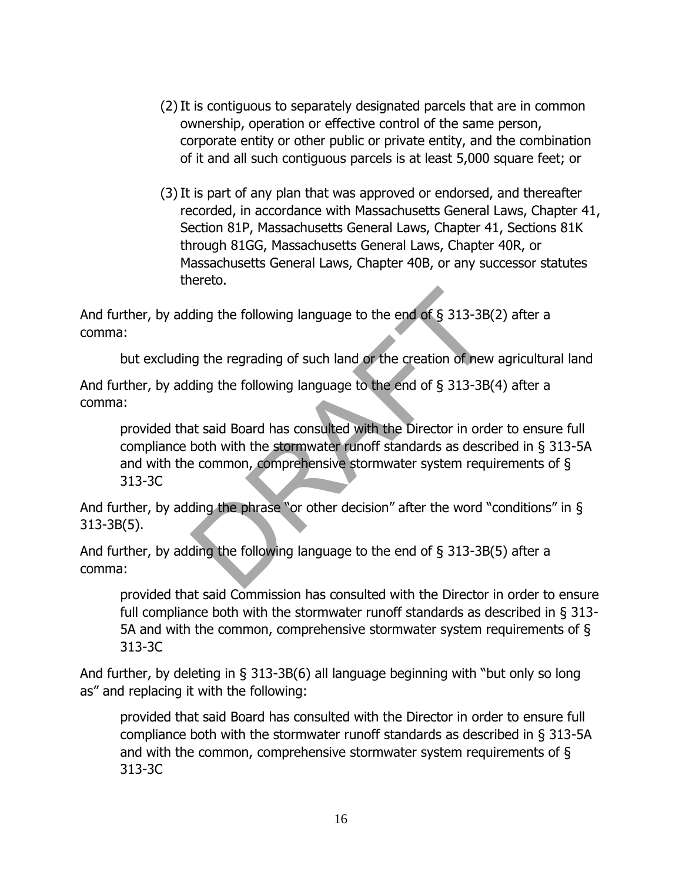(2) It is contiguous to separately designated parcels that are in common ownership, operation or effective control of the same person, corporate entity or other public or private entity, and the combination of it and all such contiguous parcels is at least 5,000 square feet; or

(3) It is part of any plan that was approved or endorsed, and thereafter recorded, in accordance with Massachusetts General Laws, Chapter 41, Section 81P, Massachusetts General Laws, Chapter 41, Sections 81K through 81GG, Massachusetts General Laws, Chapter 40R, or Massachusetts General Laws, Chapter 40B, or any successor statutes thereto.

And further, by adding the following language to the end of § 313-3B(2) after a comma:

> but excluding the regrading of such land or the creation of new agricultural land

And further, by adding the following language to the end of § 313-3B(4) after a comma:

> provided that said Board has consulted with the Director in order to ensure full compliance both with the stormwater runoff standards as described in § 313-5A and with the common, comprehensive stormwater system requirements of § 313-3C

And further, by adding the phrase "or other decision" after the word "conditions" in § 313-3B(5).

And further, by adding the following language to the end of § 313-3B(5) after a comma:

> provided that said Commission has consulted with the Director in order to ensure full compliance both with the stormwater runoff standards as described in § 313-5A and with the common, comprehensive stormwater system requirements of § 313-3C

And further, by deleting in § 313-3B(6) all language beginning with "but only so long as" and replacing it with the following:

> provided that said Board has consulted with the Director in order to ensure full compliance both with the stormwater runoff standards as described in § 313-5A and with the common, comprehensive stormwater system requirements of § 313-3C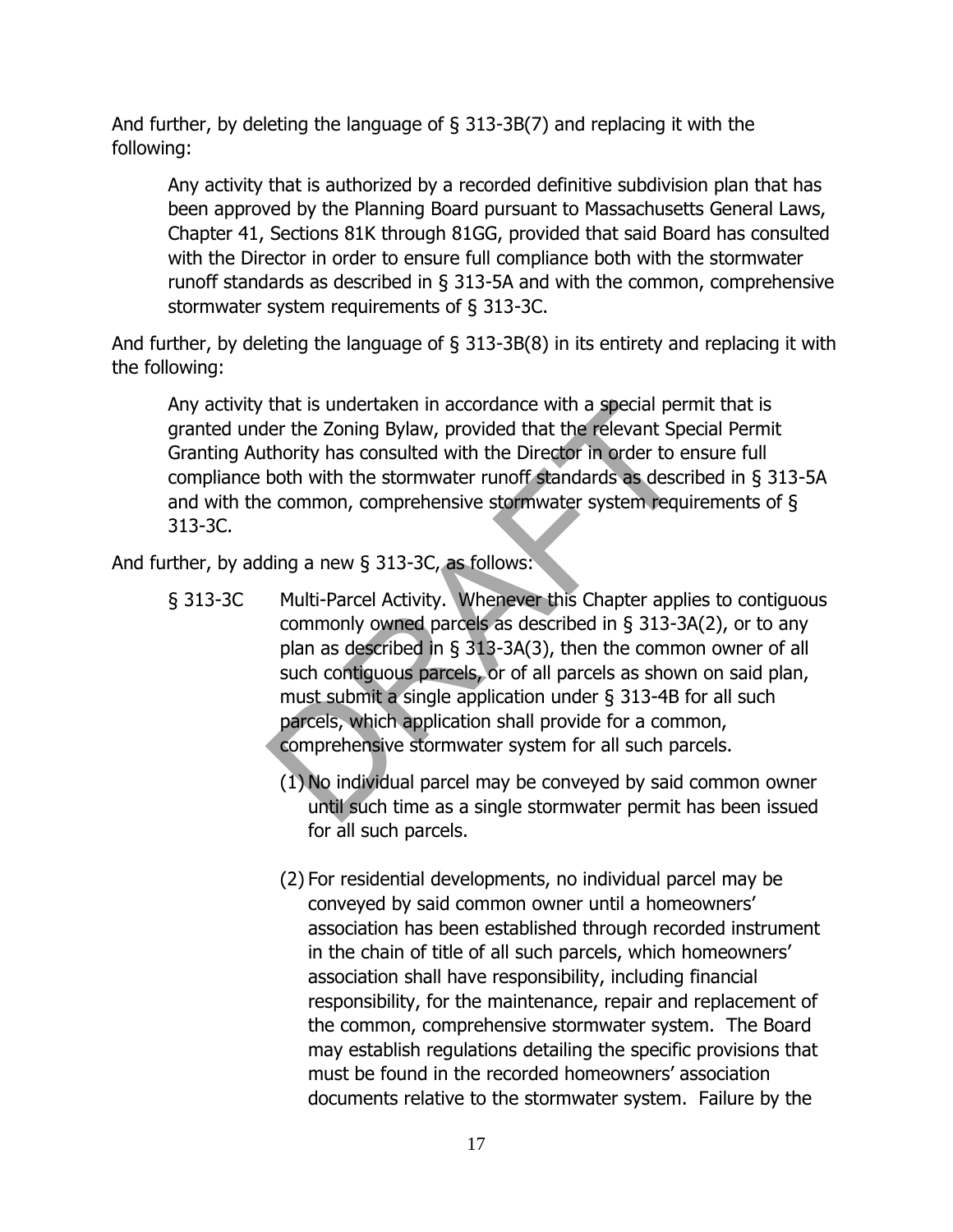And further, by deleting the language of § 313-3B(7) and replacing it with the following:

> Any activity that is authorized by a recorded definitive subdivision plan that has been approved by the Planning Board pursuant to Massachusetts General Laws, Chapter 41, Sections 81K through 81GG, provided that said Board has consulted with the Director in order to ensure full compliance both with the stormwater runoff standards as described in § 313-5A and with the common, comprehensive stormwater system requirements of § 313-3C.

And further, by deleting the language of § 313-3B(8) in its entirety and replacing it with the following:

> Any activity that is undertaken in accordance with a special permit that is granted under the Zoning Bylaw, provided that the relevant Special Permit Granting Authority has consulted with the Director in order to ensure full compliance both with the stormwater runoff standards as described in § 313-5A and with the common, comprehensive stormwater system requirements of § 313-3C.

And further, by adding a new § 313-3C, as follows:

§ 313-3C Multi-Parcel Activity. Whenever this Chapter applies to contiguous commonly owned parcels as described in § 313-3A(2), or to any plan as described in § 313-3A(3), then the common owner of all such contiguous parcels, or of all parcels as shown on said plan, must submit a single application under § 313-4B for all such parcels, which application shall provide for a common, comprehensive stormwater system for all such parcels.

(1) No individual parcel may be conveyed by said common owner until such time as a single stormwater permit has been issued for all such parcels.

(2) For residential developments, no individual parcel may be conveyed by said common owner until a homeowners' association has been established through recorded instrument in the chain of title of all such parcels, which homeowners' association shall have responsibility, including financial responsibility, for the maintenance, repair and replacement of the common, comprehensive stormwater system. The Board may establish regulations detailing the specific provisions that must be found in the recorded homeowners' association documents relative to the stormwater system. Failure by the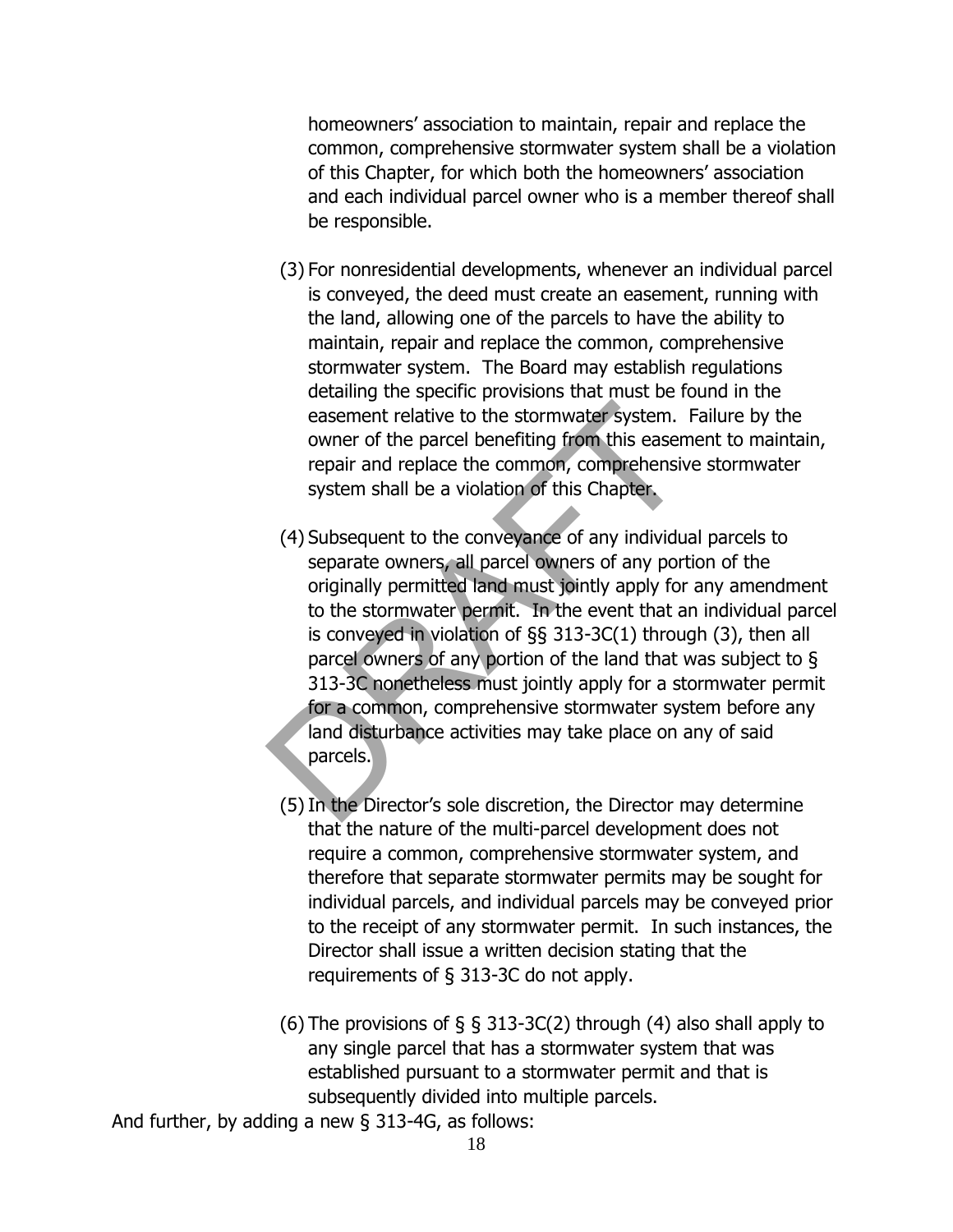homeowners' association to maintain, repair and replace the common, comprehensive stormwater system shall be a violation of this Chapter, for which both the homeowners' association and each individual parcel owner who is a member thereof shall be responsible.

(3) For nonresidential developments, whenever an individual parcel is conveyed, the deed must create an easement, running with the land, allowing one of the parcels to have the ability to maintain, repair and replace the common, comprehensive stormwater system. The Board may establish regulations detailing the specific provisions that must be found in the easement relative to the stormwater system. Failure by the owner of the parcel benefiting from this easement to maintain, repair and replace the common, comprehensive stormwater system shall be a violation of this Chapter.

(4) Subsequent to the conveyance of any individual parcels to separate owners, all parcel owners of any portion of the originally permitted land must jointly apply for any amendment to the stormwater permit. In the event that an individual parcel is conveyed in violation of §§ 313-3C(1) through (3), then all parcel owners of any portion of the land that was subject to § 313-3C nonetheless must jointly apply for a stormwater permit for a common, comprehensive stormwater system before any land disturbance activities may take place on any of said parcels.

(5) In the Director's sole discretion, the Director may determine that the nature of the multi-parcel development does not require a common, comprehensive stormwater system, and therefore that separate stormwater permits may be sought for individual parcels, and individual parcels may be conveyed prior to the receipt of any stormwater permit. In such instances, the Director shall issue a written decision stating that the requirements of § 313-3C do not apply.

(6) The provisions of § § 313-3C(2) through (4) also shall apply to any single parcel that has a stormwater system that was established pursuant to a stormwater permit and that is subsequently divided into multiple parcels.

And further, by adding a new § 313-4G, as follows: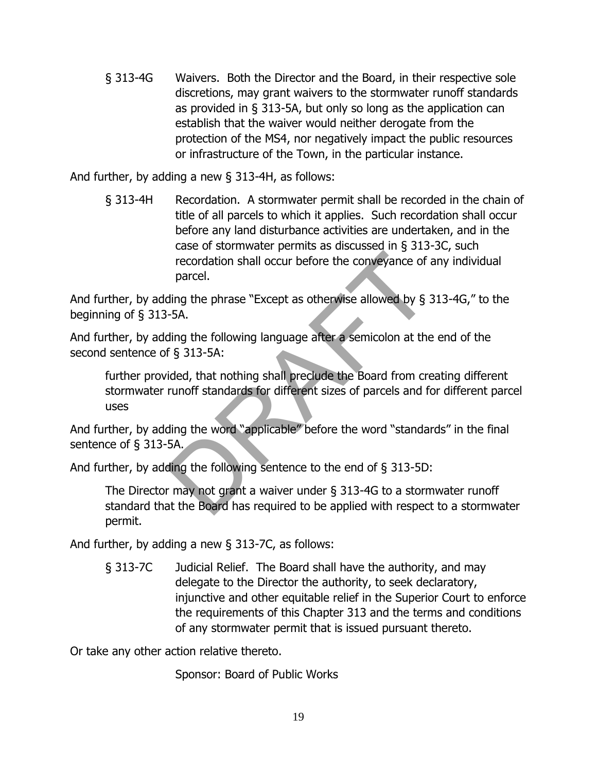§ 313-4G Waivers. Both the Director and the Board, in their respective sole discretions, may grant waivers to the stormwater runoff standards as provided in § 313-5A, but only so long as the application can establish that the waiver would neither derogate from the protection of the MS4, nor negatively impact the public resources or infrastructure of the Town, in the particular instance.

And further, by adding a new § 313-4H, as follows:

§ 313-4H Recordation. A stormwater permit shall be recorded in the chain of title of all parcels to which it applies. Such recordation shall occur before any land disturbance activities are undertaken, and in the case of stormwater permits as discussed in § 313-3C, such recordation shall occur before the conveyance of any individual parcel.

And further, by adding the phrase "Except as otherwise allowed by § 313-4G," to the beginning of § 313-5A.

And further, by adding the following language after a semicolon at the end of the second sentence of § 313-5A:

> further provided, that nothing shall preclude the Board from creating different stormwater runoff standards for different sizes of parcels and for different parcel uses

And further, by adding the word "applicable" before the word "standards" in the final sentence of § 313-5A.

And further, by adding the following sentence to the end of § 313-5D:

> The Director may not grant a waiver under § 313-4G to a stormwater runoff standard that the Board has required to be applied with respect to a stormwater permit.

And further, by adding a new § 313-7C, as follows:

§ 313-7C Judicial Relief. The Board shall have the authority, and may delegate to the Director the authority, to seek declaratory, injunctive and other equitable relief in the Superior Court to enforce the requirements of this Chapter 313 and the terms and conditions of any stormwater permit that is issued pursuant thereto.

Or take any other action relative thereto.

Sponsor: Board of Public Works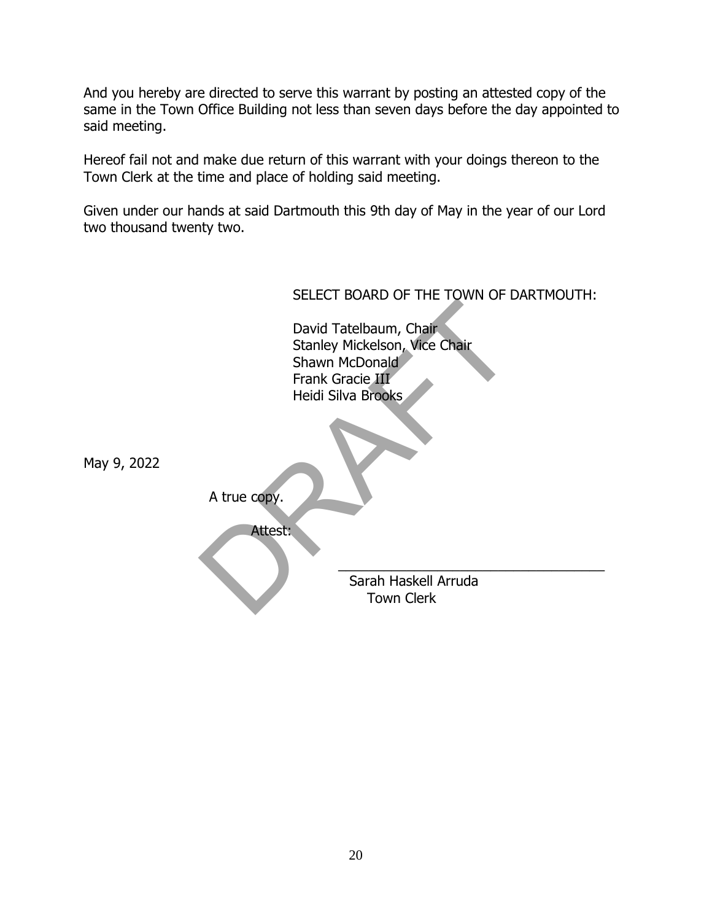And you hereby are directed to serve this warrant by posting an attested copy of the same in the Town Office Building not less than seven days before the day appointed to said meeting.

Hereof fail not and make due return of this warrant with your doings thereon to the Town Clerk at the time and place of holding said meeting.

Given under our hands at said Dartmouth this 9th day of May in the year of our Lord two thousand twenty two.

SELECT BOARD OF THE TOWN OF DARTMOUTH:

David Tatelbaum, Chair
Stanley Mickelson, Vice Chair
Shawn McDonald
Frank Gracie III
Heidi Silva Brooks

May 9, 2022

A true copy.

Attest:

\_\_\_\_\_\_\_\_\_\_\_\_\_\_\_\_\_\_\_\_\_\_\_\_\_\_\_\_\_\_\_\_\_\_\_\_
Sarah Haskell Arruda
Town Clerk

DRAFT